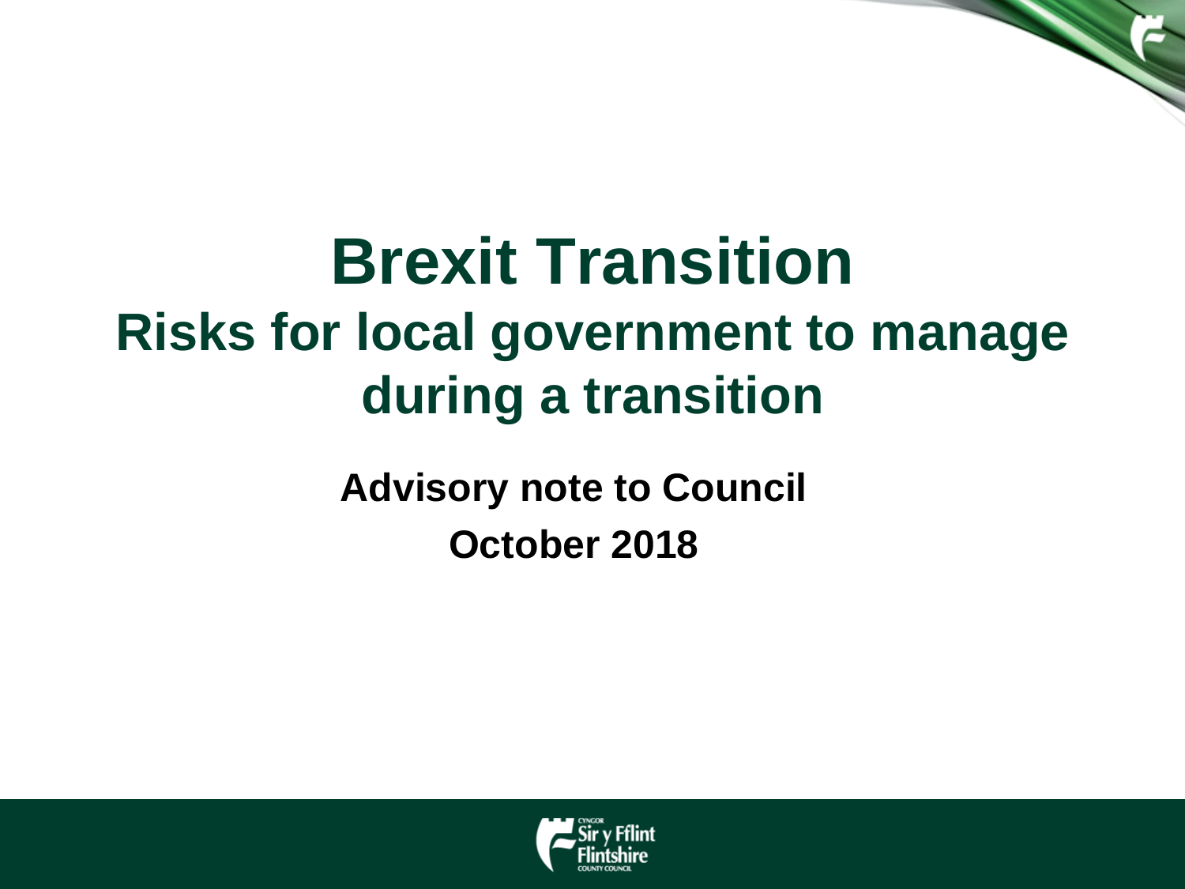# Brexit Transition

## Risks for local government to manage during a transition

**Advisory note to Council**

**October 2018**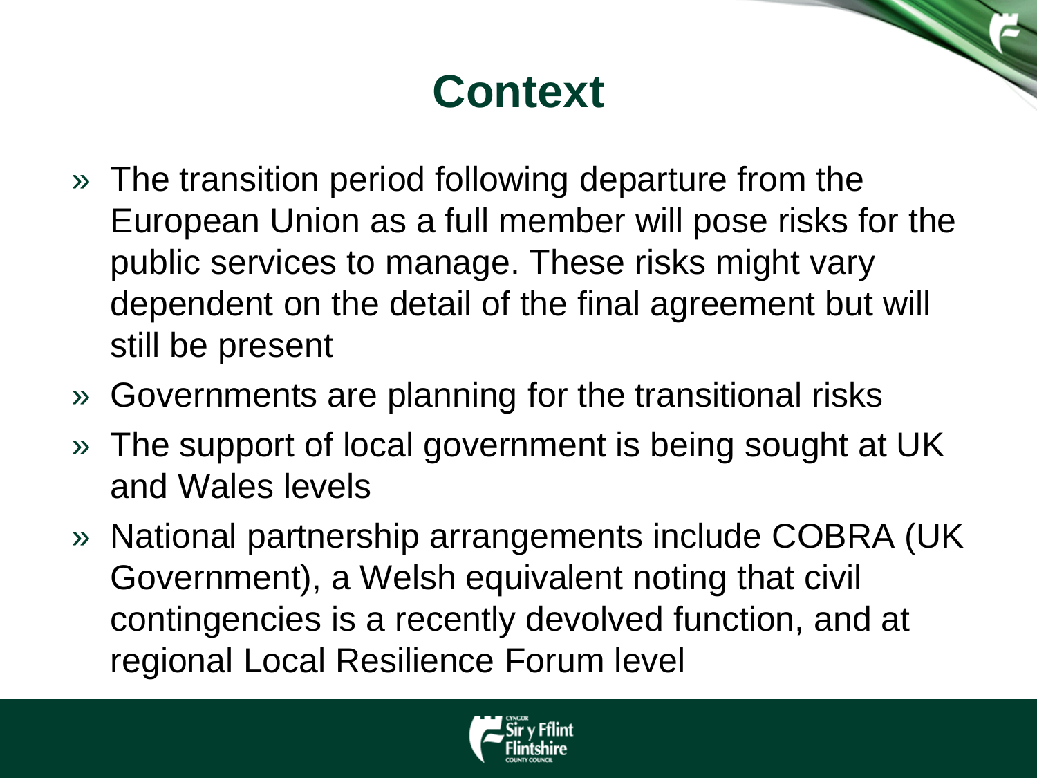# Context

- The transition period following departure from the European Union as a full member will pose risks for the public services to manage. These risks might vary dependent on the detail of the final agreement but will still be present
- Governments are planning for the transitional risks
- The support of local government is being sought at UK and Wales levels
- National partnership arrangements include COBRA (UK Government), a Welsh equivalent noting that civil contingencies is a recently devolved function, and at regional Local Resilience Forum level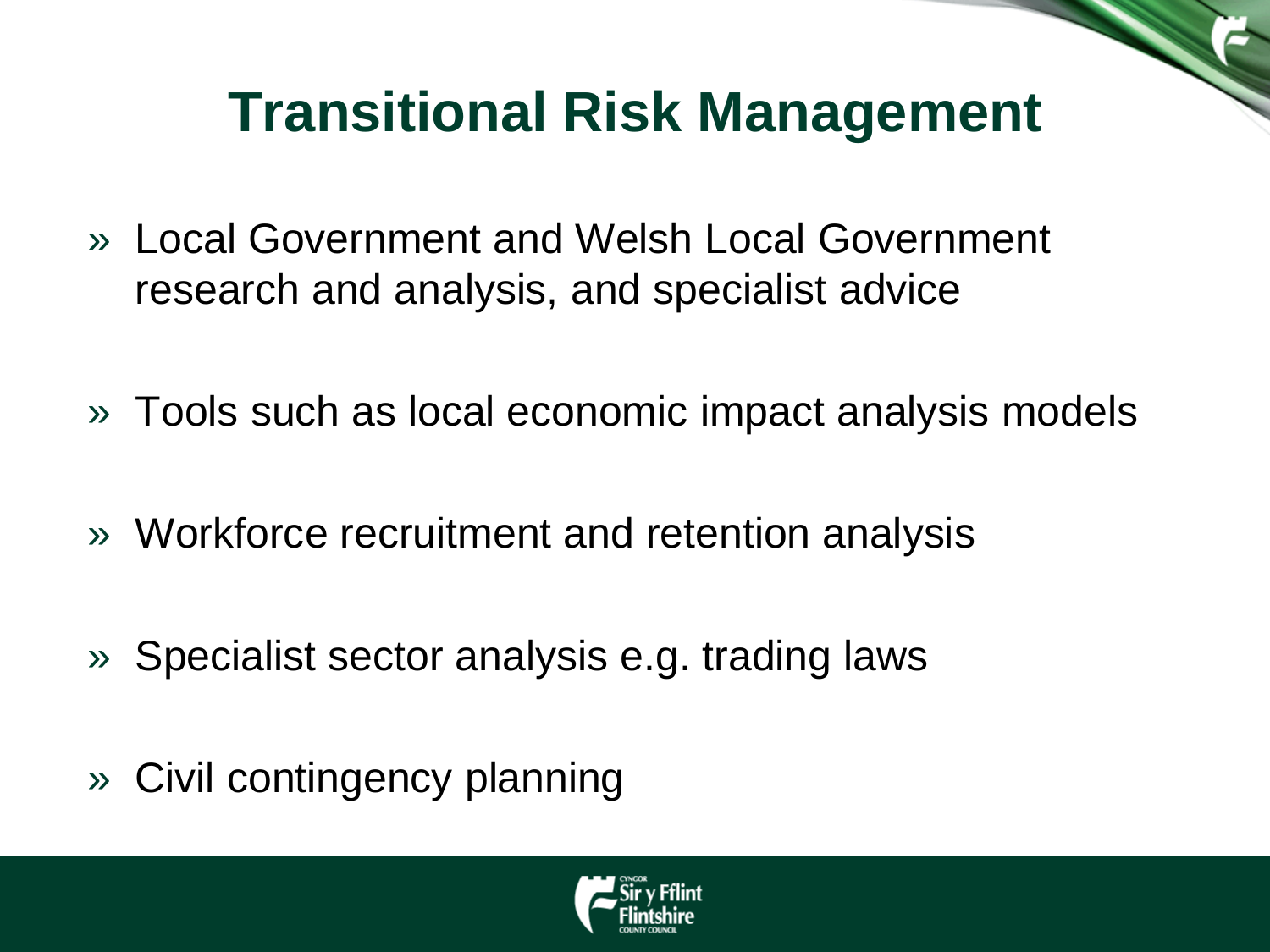# Transitional Risk Management

- Local Government and Welsh Local Government research and analysis, and specialist advice
- Tools such as local economic impact analysis models
- Workforce recruitment and retention analysis
- Specialist sector analysis e.g. trading laws
- Civil contingency planning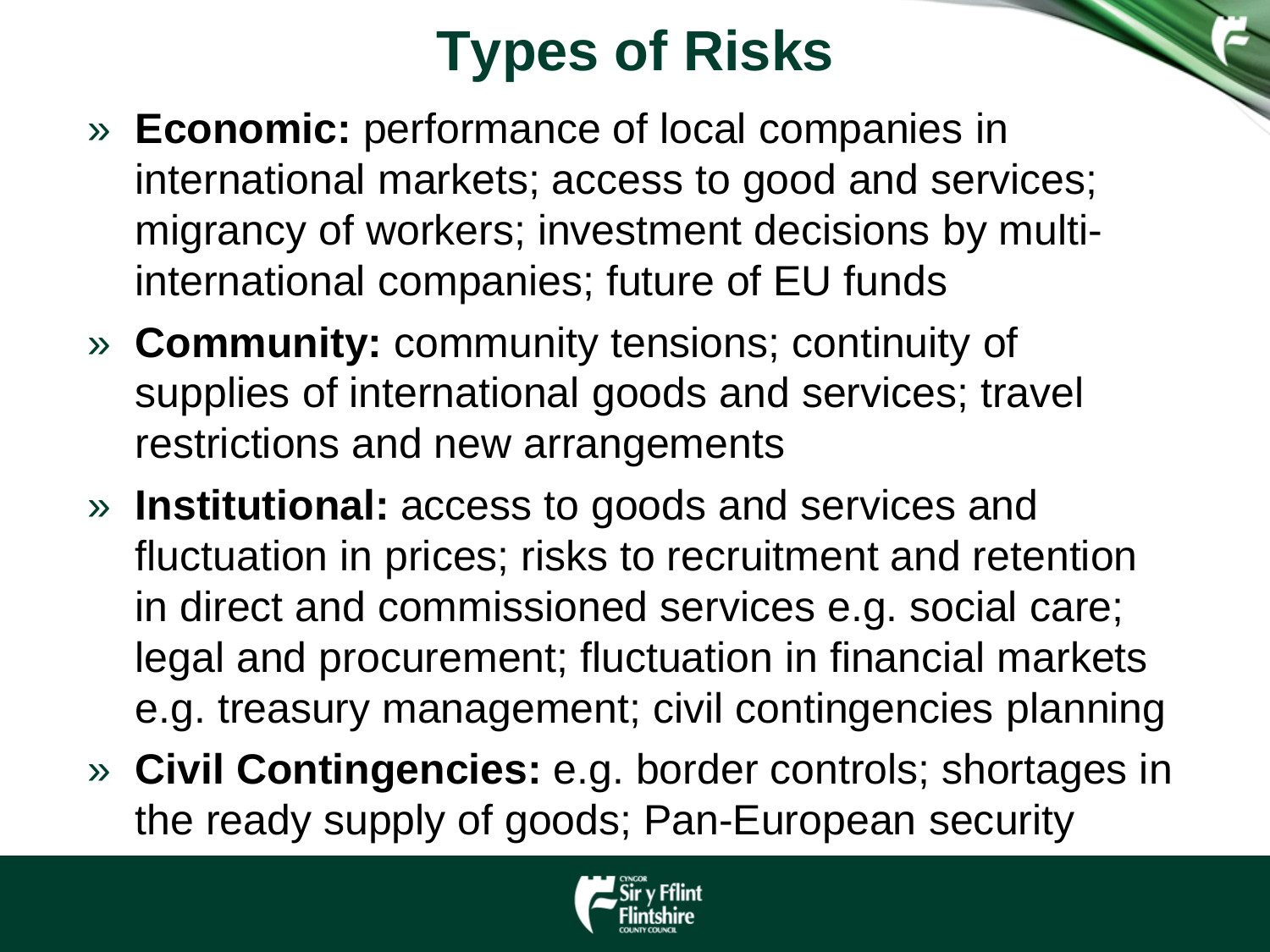# Types of Risks

- **Economic:** performance of local companies in international markets; access to good and services; migrancy of workers; investment decisions by multi-international companies; future of EU funds
- **Community:** community tensions; continuity of supplies of international goods and services; travel restrictions and new arrangements
- **Institutional:** access to goods and services and fluctuation in prices; risks to recruitment and retention in direct and commissioned services e.g. social care; legal and procurement; fluctuation in financial markets e.g. treasury management; civil contingencies planning
- **Civil Contingencies:** e.g. border controls; shortages in the ready supply of goods; Pan-European security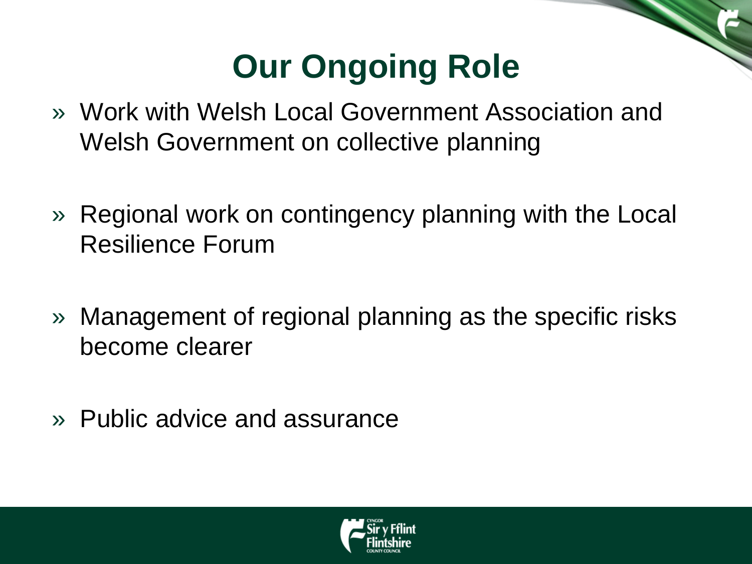# Our Ongoing Role

- Work with Welsh Local Government Association and Welsh Government on collective planning
- Regional work on contingency planning with the Local Resilience Forum
- Management of regional planning as the specific risks become clearer
- Public advice and assurance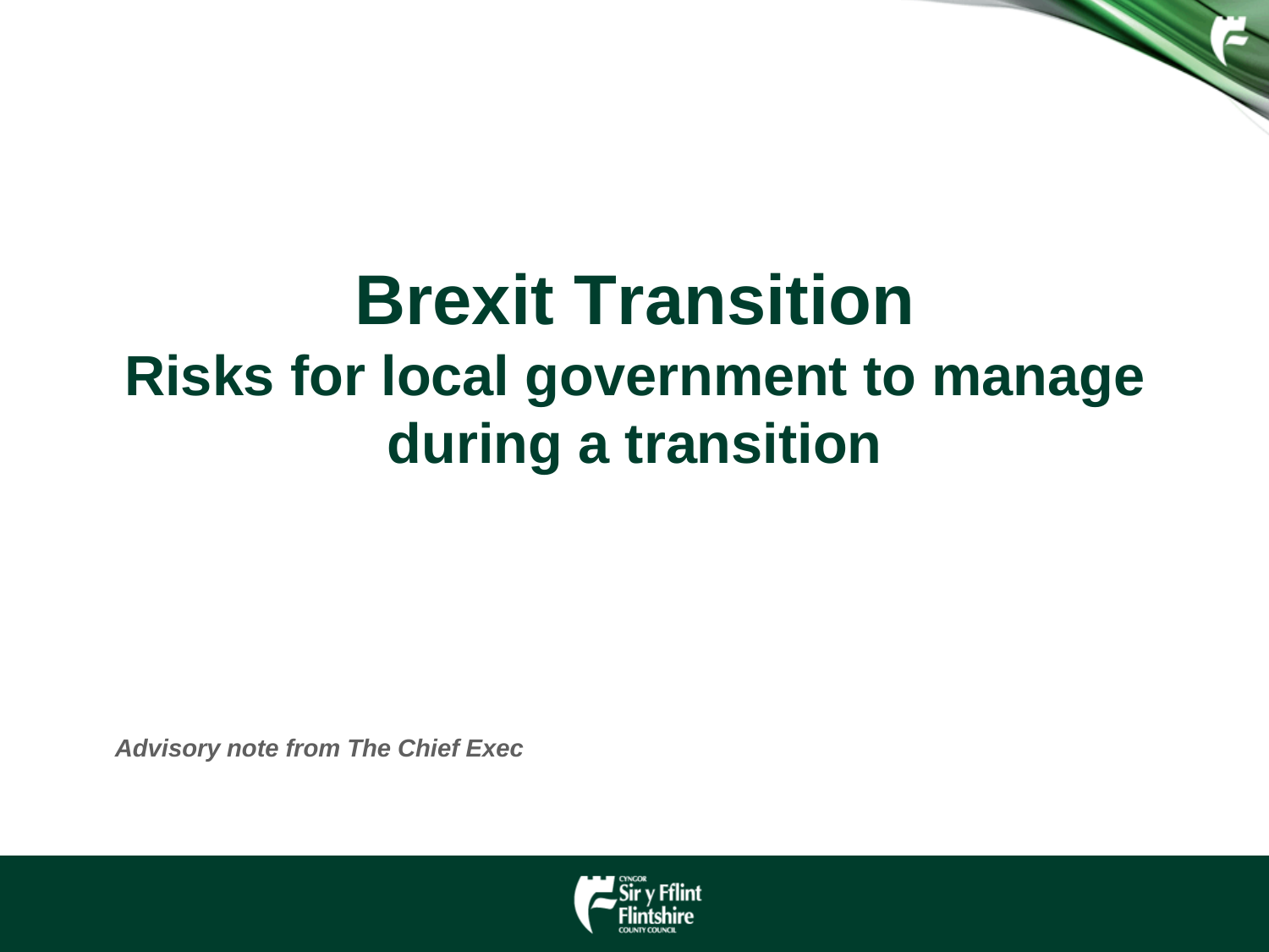# Brexit Transition

## Risks for local government to manage during a transition

***Advisory note from The Chief Exec***